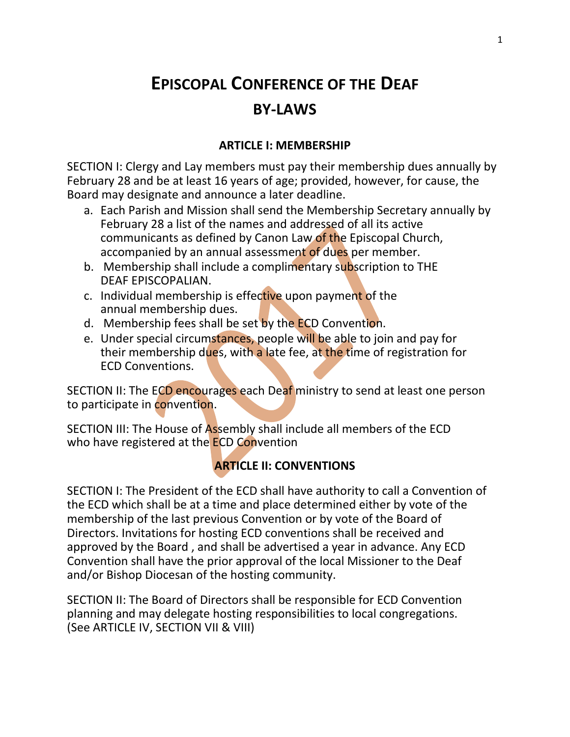# EPISCOPAL CONFERENCE OF THE DEAF
# BY-LAWS

## ARTICLE I: MEMBERSHIP

SECTION I: Clergy and Lay members must pay their membership dues annually by February 28 and be at least 16 years of age; provided, however, for cause, the Board may designate and announce a later deadline.

a. Each Parish and Mission shall send the Membership Secretary annually by February 28 a list of the names and addressed of all its active communicants as defined by Canon Law of the Episcopal Church, accompanied by an annual assessment of dues per member.
b. Membership shall include a complimentary subscription to THE DEAF EPISCOPALIAN.
c. Individual membership is effective upon payment of the annual membership dues.
d. Membership fees shall be set by the ECD Convention.
e. Under special circumstances, people will be able to join and pay for their membership dues, with a late fee, at the time of registration for ECD Conventions.

SECTION II: The ECD encourages each Deaf ministry to send at least one person to participate in convention.

SECTION III: The House of Assembly shall include all members of the ECD who have registered at the ECD Convention

## ARTICLE II: CONVENTIONS

SECTION I: The President of the ECD shall have authority to call a Convention of the ECD which shall be at a time and place determined either by vote of the membership of the last previous Convention or by vote of the Board of Directors. Invitations for hosting ECD conventions shall be received and approved by the Board , and shall be advertised a year in advance. Any ECD Convention shall have the prior approval of the local Missioner to the Deaf and/or Bishop Diocesan of the hosting community.

SECTION II: The Board of Directors shall be responsible for ECD Convention planning and may delegate hosting responsibilities to local congregations. (See ARTICLE IV, SECTION VII & VIII)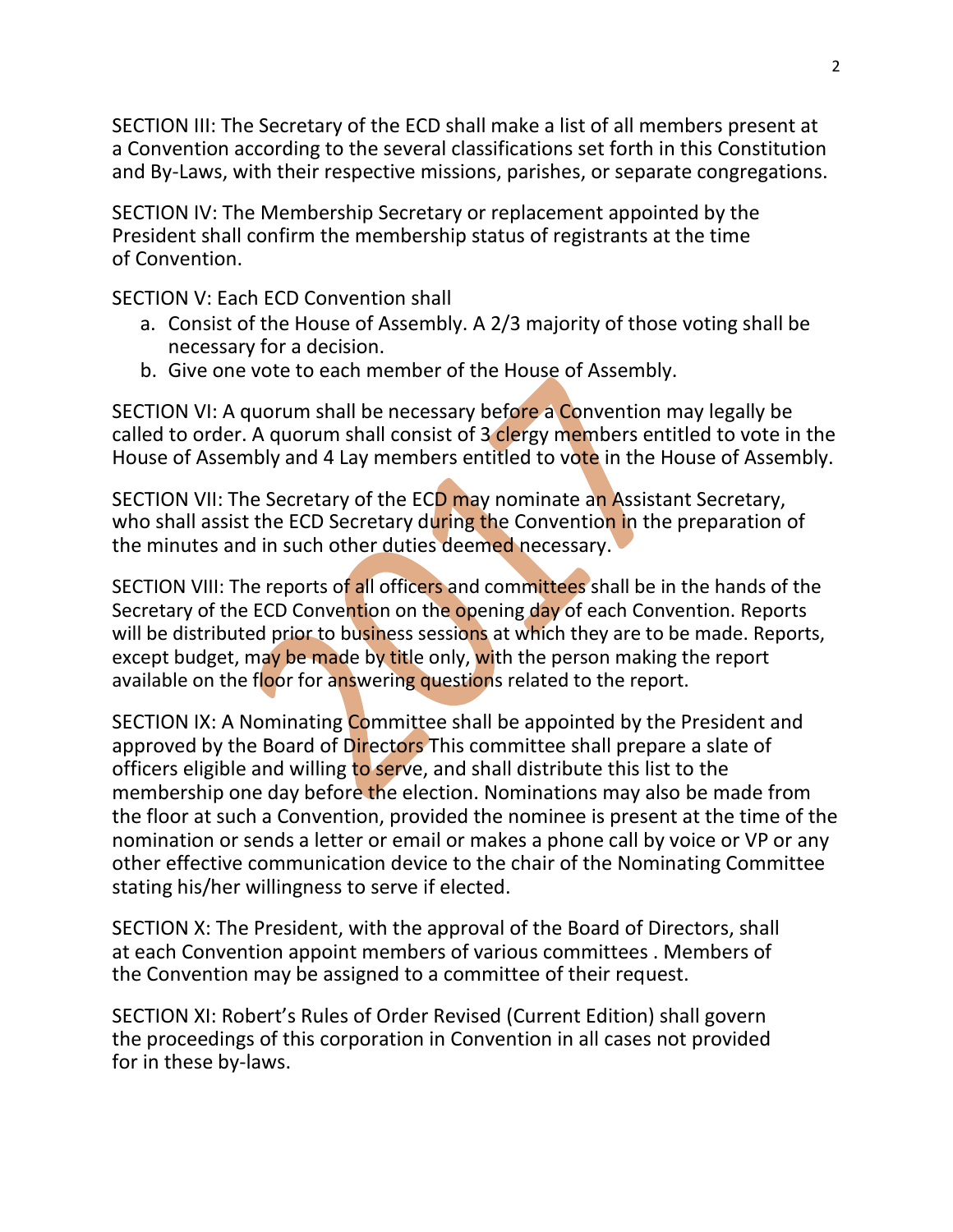SECTION III: The Secretary of the ECD shall make a list of all members present at a Convention according to the several classifications set forth in this Constitution and By-Laws, with their respective missions, parishes, or separate congregations.

SECTION IV: The Membership Secretary or replacement appointed by the President shall confirm the membership status of registrants at the time of Convention.

SECTION V: Each ECD Convention shall

a. Consist of the House of Assembly. A 2/3 majority of those voting shall be necessary for a decision.
b. Give one vote to each member of the House of Assembly.

SECTION VI: A quorum shall be necessary before a Convention may legally be called to order. A quorum shall consist of 3 clergy members entitled to vote in the House of Assembly and 4 Lay members entitled to vote in the House of Assembly.

SECTION VII: The Secretary of the ECD may nominate an Assistant Secretary, who shall assist the ECD Secretary during the Convention in the preparation of the minutes and in such other duties deemed necessary.

SECTION VIII: The reports of all officers and committees shall be in the hands of the Secretary of the ECD Convention on the opening day of each Convention. Reports will be distributed prior to business sessions at which they are to be made. Reports, except budget, may be made by title only, with the person making the report available on the floor for answering questions related to the report.

SECTION IX: A Nominating Committee shall be appointed by the President and approved by the Board of Directors This committee shall prepare a slate of officers eligible and willing to serve, and shall distribute this list to the membership one day before the election. Nominations may also be made from the floor at such a Convention, provided the nominee is present at the time of the nomination or sends a letter or email or makes a phone call by voice or VP or any other effective communication device to the chair of the Nominating Committee stating his/her willingness to serve if elected.

SECTION X: The President, with the approval of the Board of Directors, shall at each Convention appoint members of various committees . Members of the Convention may be assigned to a committee of their request.

SECTION XI: Robert's Rules of Order Revised (Current Edition) shall govern the proceedings of this corporation in Convention in all cases not provided for in these by-laws.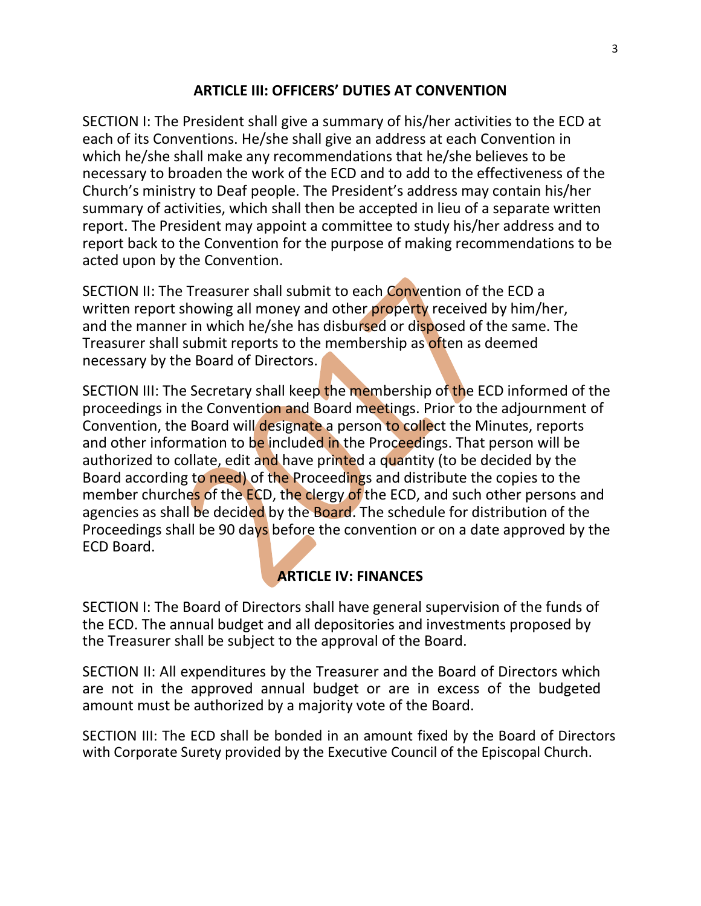## ARTICLE III: OFFICERS' DUTIES AT CONVENTION

SECTION I: The President shall give a summary of his/her activities to the ECD at each of its Conventions. He/she shall give an address at each Convention in which he/she shall make any recommendations that he/she believes to be necessary to broaden the work of the ECD and to add to the effectiveness of the Church's ministry to Deaf people. The President's address may contain his/her summary of activities, which shall then be accepted in lieu of a separate written report. The President may appoint a committee to study his/her address and to report back to the Convention for the purpose of making recommendations to be acted upon by the Convention.

SECTION II: The Treasurer shall submit to each Convention of the ECD a written report showing all money and other property received by him/her, and the manner in which he/she has disbursed or disposed of the same. The Treasurer shall submit reports to the membership as often as deemed necessary by the Board of Directors.

SECTION III: The Secretary shall keep the membership of the ECD informed of the proceedings in the Convention and Board meetings. Prior to the adjournment of Convention, the Board will designate a person to collect the Minutes, reports and other information to be included in the Proceedings. That person will be authorized to collate, edit and have printed a quantity (to be decided by the Board according to need) of the Proceedings and distribute the copies to the member churches of the ECD, the clergy of the ECD, and such other persons and agencies as shall be decided by the Board. The schedule for distribution of the Proceedings shall be 90 days before the convention or on a date approved by the ECD Board.

## ARTICLE IV: FINANCES

SECTION I: The Board of Directors shall have general supervision of the funds of the ECD. The annual budget and all depositories and investments proposed by the Treasurer shall be subject to the approval of the Board.

SECTION II: All expenditures by the Treasurer and the Board of Directors which are not in the approved annual budget or are in excess of the budgeted amount must be authorized by a majority vote of the Board.

SECTION III: The ECD shall be bonded in an amount fixed by the Board of Directors with Corporate Surety provided by the Executive Council of the Episcopal Church.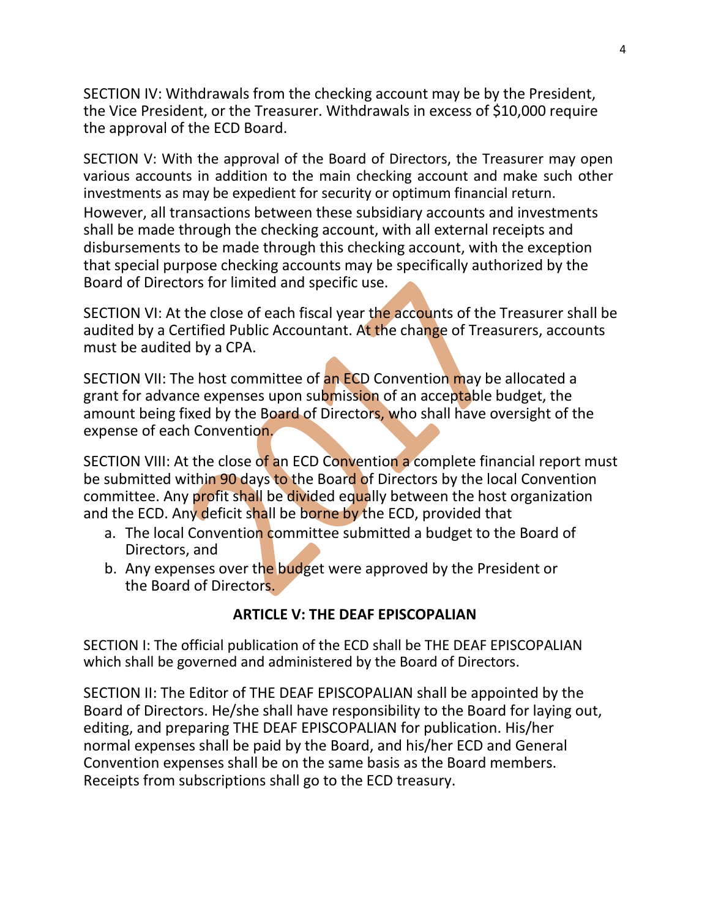SECTION IV: Withdrawals from the checking account may be by the President, the Vice President, or the Treasurer. Withdrawals in excess of $10,000 require the approval of the ECD Board.

SECTION V: With the approval of the Board of Directors, the Treasurer may open various accounts in addition to the main checking account and make such other investments as may be expedient for security or optimum financial return. However, all transactions between these subsidiary accounts and investments shall be made through the checking account, with all external receipts and disbursements to be made through this checking account, with the exception that special purpose checking accounts may be specifically authorized by the Board of Directors for limited and specific use.

SECTION VI: At the close of each fiscal year the accounts of the Treasurer shall be audited by a Certified Public Accountant. At the change of Treasurers, accounts must be audited by a CPA.

SECTION VII: The host committee of an ECD Convention may be allocated a grant for advance expenses upon submission of an acceptable budget, the amount being fixed by the Board of Directors, who shall have oversight of the expense of each Convention.

SECTION VIII: At the close of an ECD Convention a complete financial report must be submitted within 90 days to the Board of Directors by the local Convention committee. Any profit shall be divided equally between the host organization and the ECD. Any deficit shall be borne by the ECD, provided that

a. The local Convention committee submitted a budget to the Board of Directors, and
b. Any expenses over the budget were approved by the President or the Board of Directors.

## ARTICLE V: THE DEAF EPISCOPALIAN

SECTION I: The official publication of the ECD shall be THE DEAF EPISCOPALIAN which shall be governed and administered by the Board of Directors.

SECTION II: The Editor of THE DEAF EPISCOPALIAN shall be appointed by the Board of Directors. He/she shall have responsibility to the Board for laying out, editing, and preparing THE DEAF EPISCOPALIAN for publication. His/her normal expenses shall be paid by the Board, and his/her ECD and General Convention expenses shall be on the same basis as the Board members. Receipts from subscriptions shall go to the ECD treasury.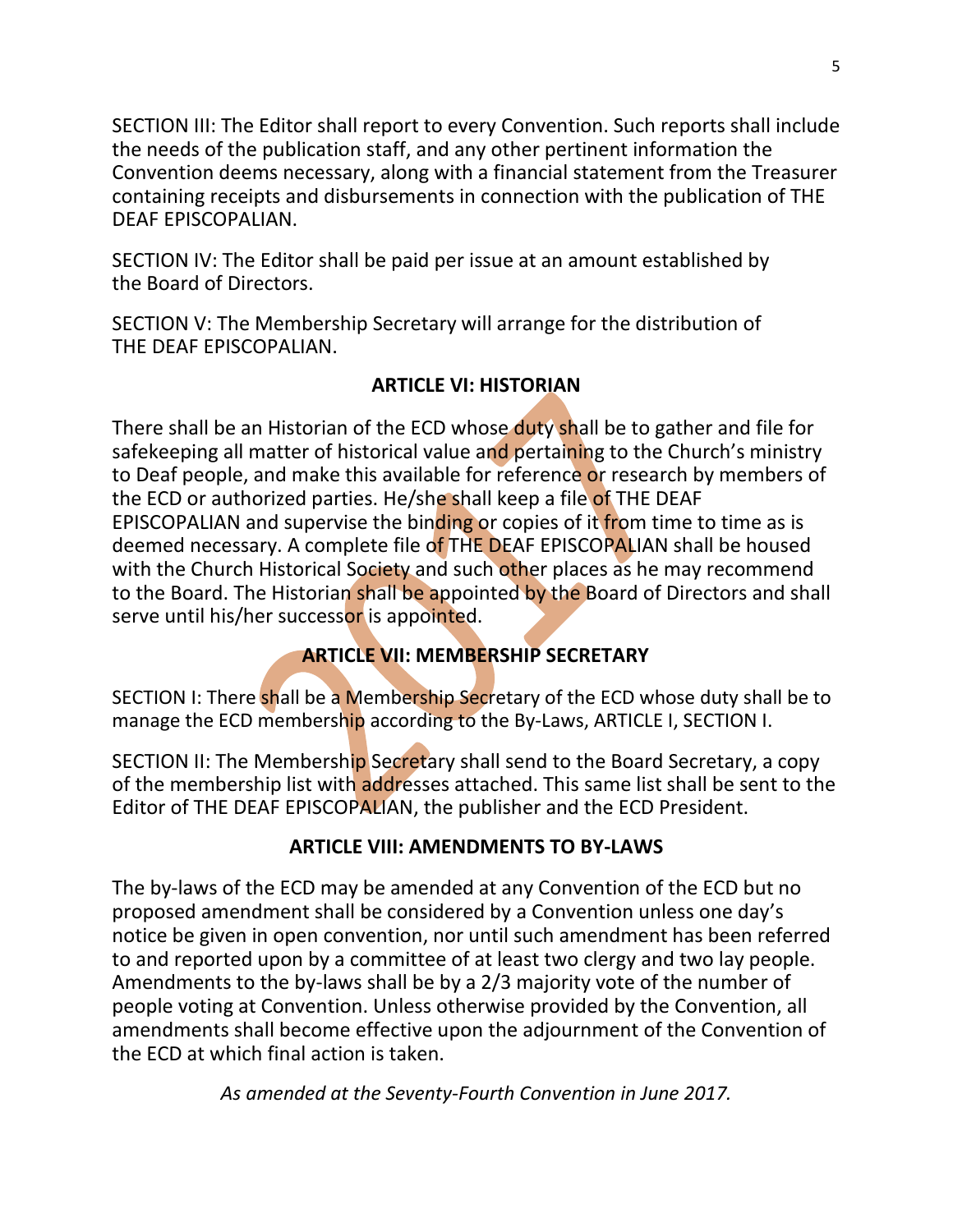SECTION III: The Editor shall report to every Convention. Such reports shall include the needs of the publication staff, and any other pertinent information the Convention deems necessary, along with a financial statement from the Treasurer containing receipts and disbursements in connection with the publication of THE DEAF EPISCOPALIAN.

SECTION IV: The Editor shall be paid per issue at an amount established by the Board of Directors.

SECTION V: The Membership Secretary will arrange for the distribution of THE DEAF EPISCOPALIAN.

## ARTICLE VI: HISTORIAN

There shall be an Historian of the ECD whose duty shall be to gather and file for safekeeping all matter of historical value and pertaining to the Church's ministry to Deaf people, and make this available for reference or research by members of the ECD or authorized parties. He/she shall keep a file of THE DEAF EPISCOPALIAN and supervise the binding or copies of it from time to time as is deemed necessary. A complete file of THE DEAF EPISCOPALIAN shall be housed with the Church Historical Society and such other places as he may recommend to the Board. The Historian shall be appointed by the Board of Directors and shall serve until his/her successor is appointed.

## ARTICLE VII: MEMBERSHIP SECRETARY

SECTION I: There shall be a Membership Secretary of the ECD whose duty shall be to manage the ECD membership according to the By-Laws, ARTICLE I, SECTION I.

SECTION II: The Membership Secretary shall send to the Board Secretary, a copy of the membership list with addresses attached. This same list shall be sent to the Editor of THE DEAF EPISCOPALIAN, the publisher and the ECD President.

## ARTICLE VIII: AMENDMENTS TO BY-LAWS

The by-laws of the ECD may be amended at any Convention of the ECD but no proposed amendment shall be considered by a Convention unless one day's notice be given in open convention, nor until such amendment has been referred to and reported upon by a committee of at least two clergy and two lay people. Amendments to the by-laws shall be by a 2/3 majority vote of the number of people voting at Convention. Unless otherwise provided by the Convention, all amendments shall become effective upon the adjournment of the Convention of the ECD at which final action is taken.

*As amended at the Seventy-Fourth Convention in June 2017.*